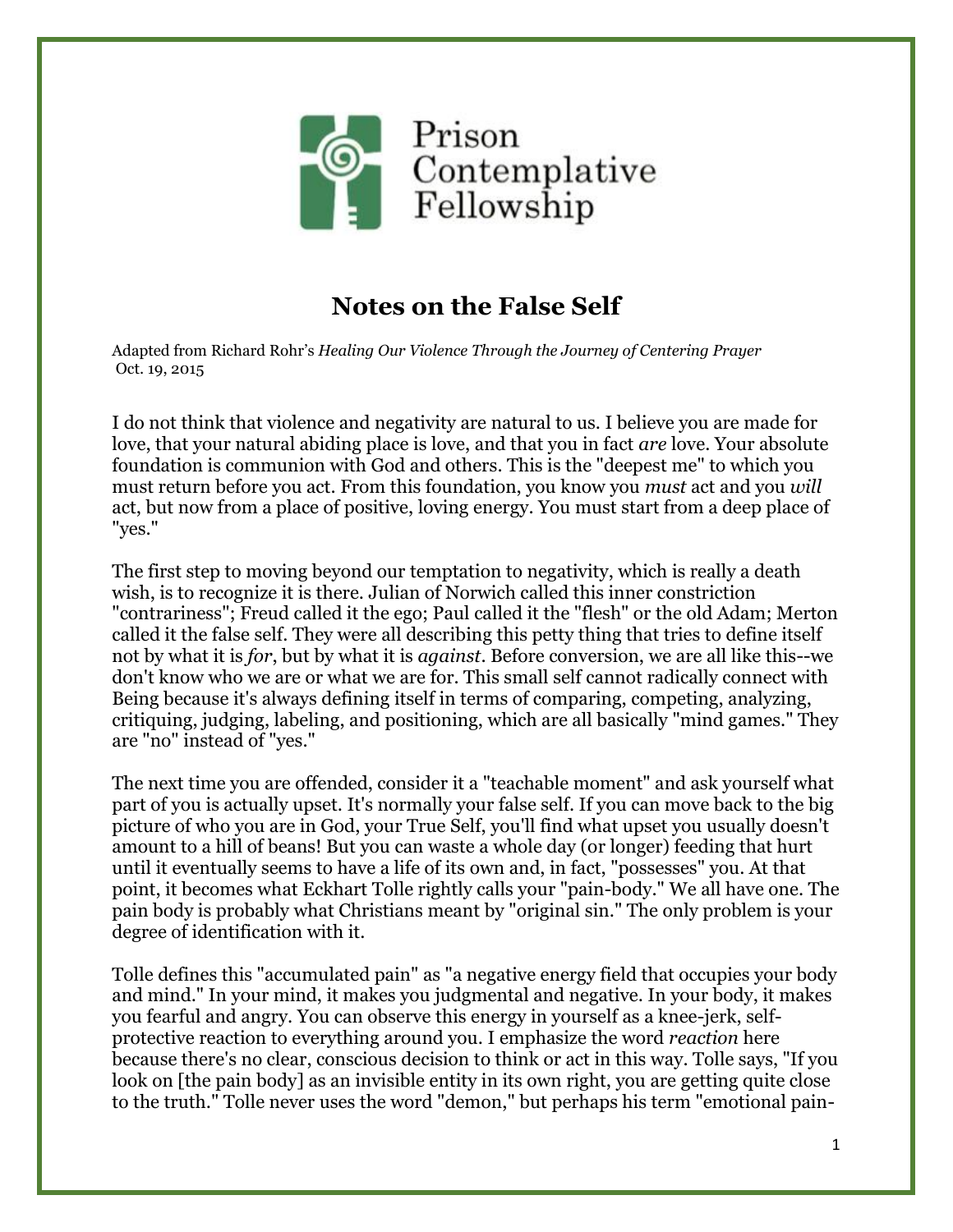Prison Contemplative Fellowship

# Notes on the False Self

Adapted from Richard Rohr's *Healing Our Violence Through the Journey of Centering Prayer*
Oct. 19, 2015

I do not think that violence and negativity are natural to us. I believe you are made for love, that your natural abiding place is love, and that you in fact *are* love. Your absolute foundation is communion with God and others. This is the "deepest me" to which you must return before you act. From this foundation, you know you *must* act and you *will* act, but now from a place of positive, loving energy. You must start from a deep place of "yes."

The first step to moving beyond our temptation to negativity, which is really a death wish, is to recognize it is there. Julian of Norwich called this inner constriction "contrariness"; Freud called it the ego; Paul called it the "flesh" or the old Adam; Merton called it the false self. They were all describing this petty thing that tries to define itself not by what it is *for*, but by what it is *against*. Before conversion, we are all like this--we don't know who we are or what we are for. This small self cannot radically connect with Being because it's always defining itself in terms of comparing, competing, analyzing, critiquing, judging, labeling, and positioning, which are all basically "mind games." They are "no" instead of "yes."

The next time you are offended, consider it a "teachable moment" and ask yourself what part of you is actually upset. It's normally your false self. If you can move back to the big picture of who you are in God, your True Self, you'll find what upset you usually doesn't amount to a hill of beans! But you can waste a whole day (or longer) feeding that hurt until it eventually seems to have a life of its own and, in fact, "possesses" you. At that point, it becomes what Eckhart Tolle rightly calls your "pain-body." We all have one. The pain body is probably what Christians meant by "original sin." The only problem is your degree of identification with it.

Tolle defines this "accumulated pain" as "a negative energy field that occupies your body and mind." In your mind, it makes you judgmental and negative. In your body, it makes you fearful and angry. You can observe this energy in yourself as a knee-jerk, self-protective reaction to everything around you. I emphasize the word *reaction* here because there's no clear, conscious decision to think or act in this way. Tolle says, "If you look on [the pain body] as an invisible entity in its own right, you are getting quite close to the truth." Tolle never uses the word "demon," but perhaps his term "emotional pain-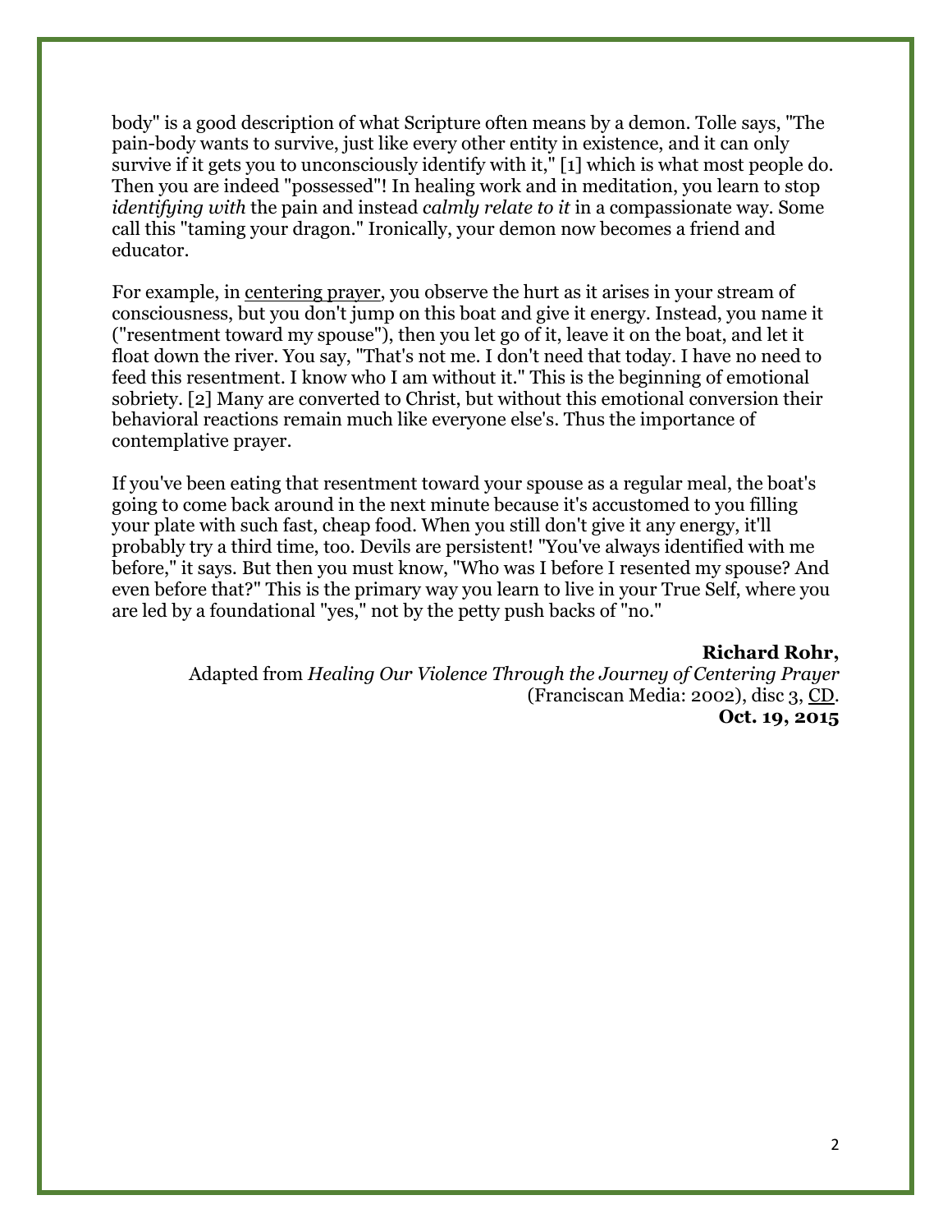body" is a good description of what Scripture often means by a demon. Tolle says, "The pain-body wants to survive, just like every other entity in existence, and it can only survive if it gets you to unconsciously identify with it," [1] which is what most people do. Then you are indeed "possessed"! In healing work and in meditation, you learn to stop *identifying with* the pain and instead *calmly relate to it* in a compassionate way. Some call this "taming your dragon." Ironically, your demon now becomes a friend and educator.

For example, in centering prayer, you observe the hurt as it arises in your stream of consciousness, but you don't jump on this boat and give it energy. Instead, you name it ("resentment toward my spouse"), then you let go of it, leave it on the boat, and let it float down the river. You say, "That's not me. I don't need that today. I have no need to feed this resentment. I know who I am without it." This is the beginning of emotional sobriety. [2] Many are converted to Christ, but without this emotional conversion their behavioral reactions remain much like everyone else's. Thus the importance of contemplative prayer.

If you've been eating that resentment toward your spouse as a regular meal, the boat's going to come back around in the next minute because it's accustomed to you filling your plate with such fast, cheap food. When you still don't give it any energy, it'll probably try a third time, too. Devils are persistent! "You've always identified with me before," it says. But then you must know, "Who was I before I resented my spouse? And even before that?" This is the primary way you learn to live in your True Self, where you are led by a foundational "yes," not by the petty push backs of "no."

**Richard Rohr,**

Adapted from *Healing Our Violence Through the Journey of Centering Prayer* (Franciscan Media: 2002), disc 3, CD.

**Oct. 19, 2015**